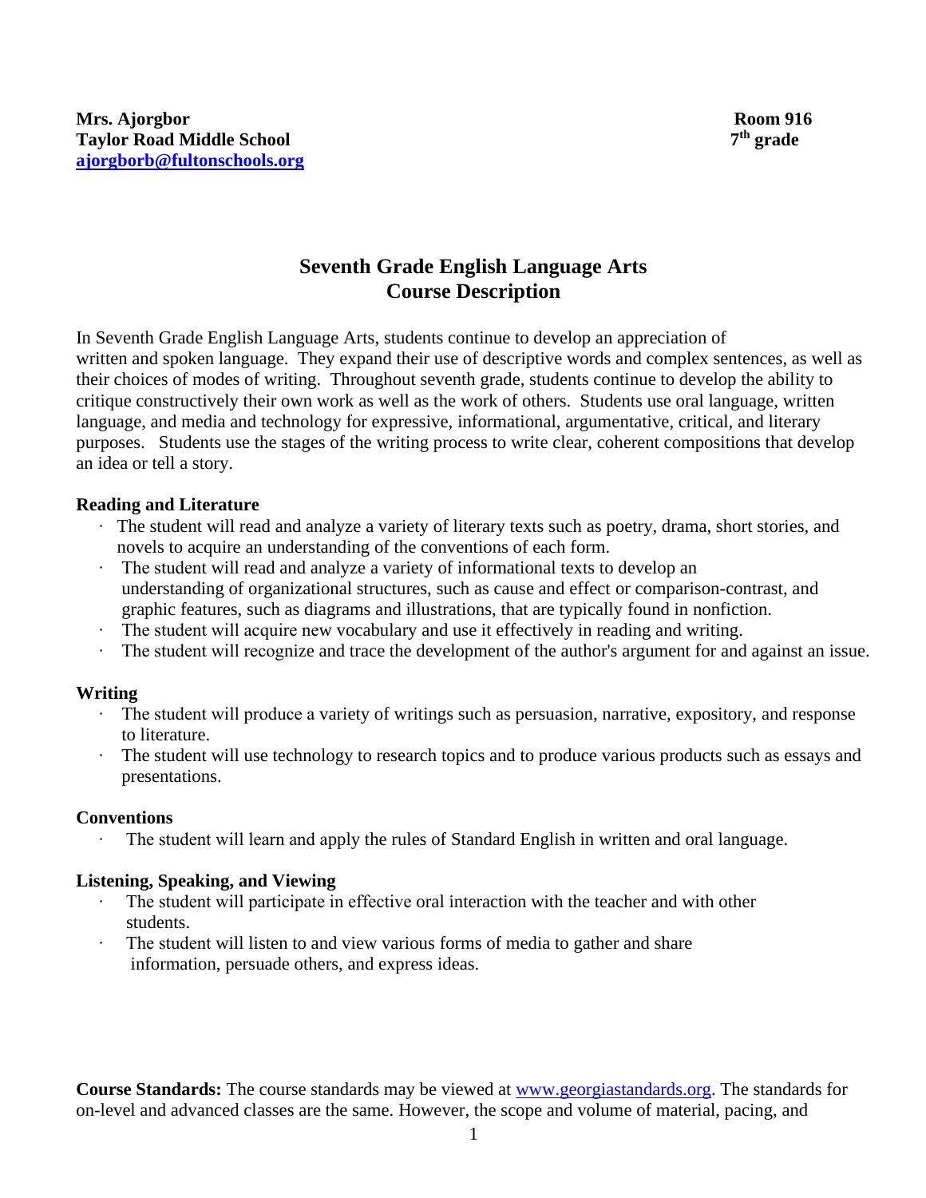**Mrs. Ajorgbor** **Room 916**
**Taylor Road Middle School** **7th grade**
**ajorgborb@fultonschools.org**

# Seventh Grade English Language Arts
# Course Description

In Seventh Grade English Language Arts, students continue to develop an appreciation of written and spoken language. They expand their use of descriptive words and complex sentences, as well as their choices of modes of writing. Throughout seventh grade, students continue to develop the ability to critique constructively their own work as well as the work of others. Students use oral language, written language, and media and technology for expressive, informational, argumentative, critical, and literary purposes. Students use the stages of the writing process to write clear, coherent compositions that develop an idea or tell a story.

**Reading and Literature**

- The student will read and analyze a variety of literary texts such as poetry, drama, short stories, and novels to acquire an understanding of the conventions of each form.
- The student will read and analyze a variety of informational texts to develop an understanding of organizational structures, such as cause and effect or comparison-contrast, and graphic features, such as diagrams and illustrations, that are typically found in nonfiction.
- The student will acquire new vocabulary and use it effectively in reading and writing.
- The student will recognize and trace the development of the author's argument for and against an issue.

**Writing**

- The student will produce a variety of writings such as persuasion, narrative, expository, and response to literature.
- The student will use technology to research topics and to produce various products such as essays and presentations.

**Conventions**

- The student will learn and apply the rules of Standard English in written and oral language.

**Listening, Speaking, and Viewing**

- The student will participate in effective oral interaction with the teacher and with other students.
- The student will listen to and view various forms of media to gather and share information, persuade others, and express ideas.

**Course Standards:** The course standards may be viewed at www.georgiastandards.org. The standards for on-level and advanced classes are the same. However, the scope and volume of material, pacing, and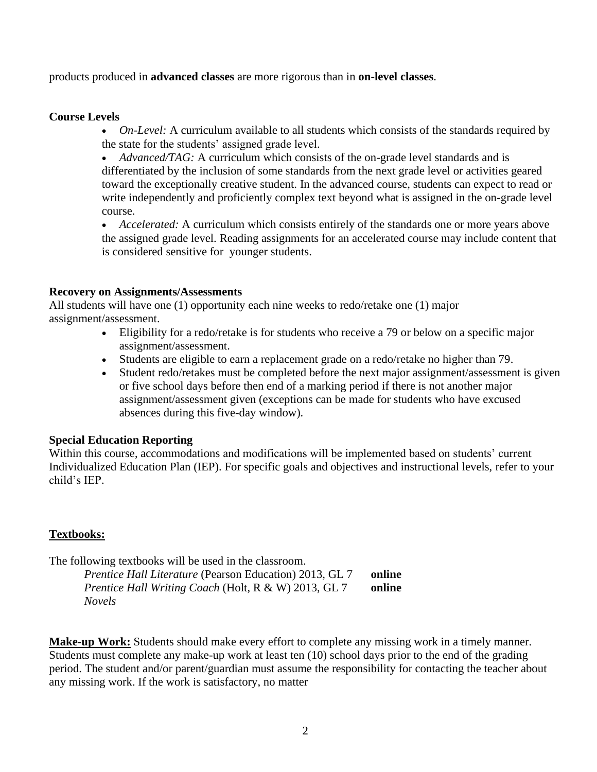products produced in **advanced classes** are more rigorous than in **on-level classes**.

**Course Levels**

- *On-Level:* A curriculum available to all students which consists of the standards required by the state for the students' assigned grade level.
- *Advanced/TAG:* A curriculum which consists of the on-grade level standards and is differentiated by the inclusion of some standards from the next grade level or activities geared toward the exceptionally creative student. In the advanced course, students can expect to read or write independently and proficiently complex text beyond what is assigned in the on-grade level course.
- *Accelerated:* A curriculum which consists entirely of the standards one or more years above the assigned grade level. Reading assignments for an accelerated course may include content that is considered sensitive for younger students.

**Recovery on Assignments/Assessments**

All students will have one (1) opportunity each nine weeks to redo/retake one (1) major assignment/assessment.

- Eligibility for a redo/retake is for students who receive a 79 or below on a specific major assignment/assessment.
- Students are eligible to earn a replacement grade on a redo/retake no higher than 79.
- Student redo/retakes must be completed before the next major assignment/assessment is given or five school days before then end of a marking period if there is not another major assignment/assessment given (exceptions can be made for students who have excused absences during this five-day window).

**Special Education Reporting**

Within this course, accommodations and modifications will be implemented based on students' current Individualized Education Plan (IEP). For specific goals and objectives and instructional levels, refer to your child's IEP.

**Textbooks:**

The following textbooks will be used in the classroom.

*Prentice Hall Literature* (Pearson Education) 2013, GL 7 **online**
*Prentice Hall Writing Coach* (Holt, R & W) 2013, GL 7 **online**
*Novels*

**Make-up Work:** Students should make every effort to complete any missing work in a timely manner. Students must complete any make-up work at least ten (10) school days prior to the end of the grading period. The student and/or parent/guardian must assume the responsibility for contacting the teacher about any missing work. If the work is satisfactory, no matter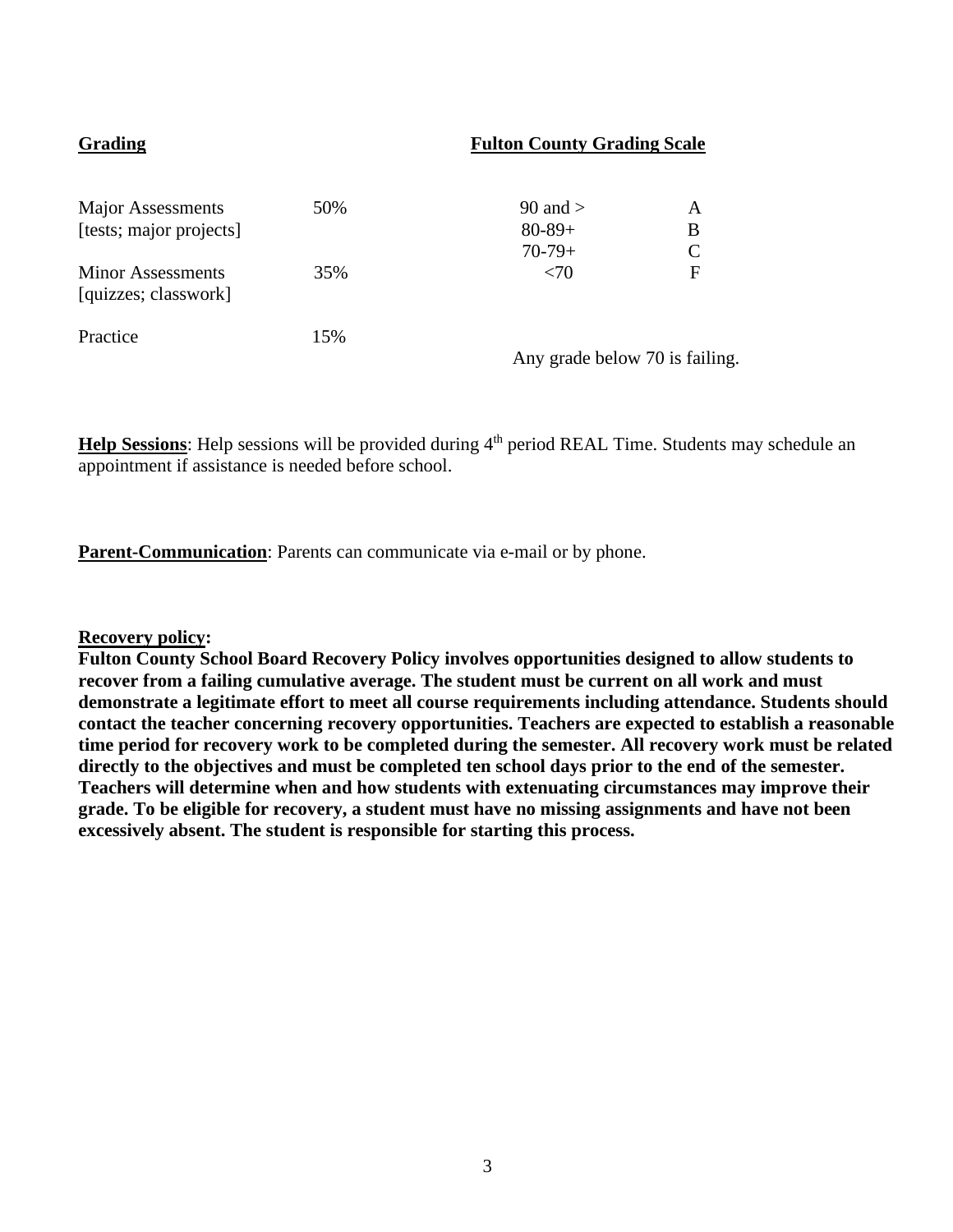**Grading**

| | |
|---|---|
| Major Assessments [tests; major projects] | 50% |
| Minor Assessments [quizzes; classwork] | 35% |
| Practice | 15% |

**Fulton County Grading Scale**

| | |
|---|---|
| 90 and > | A |
| 80-89+ | B |
| 70-79+ | C |
| <70 | F |

Any grade below 70 is failing.

**Help Sessions**: Help sessions will be provided during 4th period REAL Time. Students may schedule an appointment if assistance is needed before school.

**Parent-Communication**: Parents can communicate via e-mail or by phone.

**Recovery policy:**

**Fulton County School Board Recovery Policy involves opportunities designed to allow students to recover from a failing cumulative average. The student must be current on all work and must demonstrate a legitimate effort to meet all course requirements including attendance. Students should contact the teacher concerning recovery opportunities. Teachers are expected to establish a reasonable time period for recovery work to be completed during the semester. All recovery work must be related directly to the objectives and must be completed ten school days prior to the end of the semester. Teachers will determine when and how students with extenuating circumstances may improve their grade. To be eligible for recovery, a student must have no missing assignments and have not been excessively absent. The student is responsible for starting this process.**